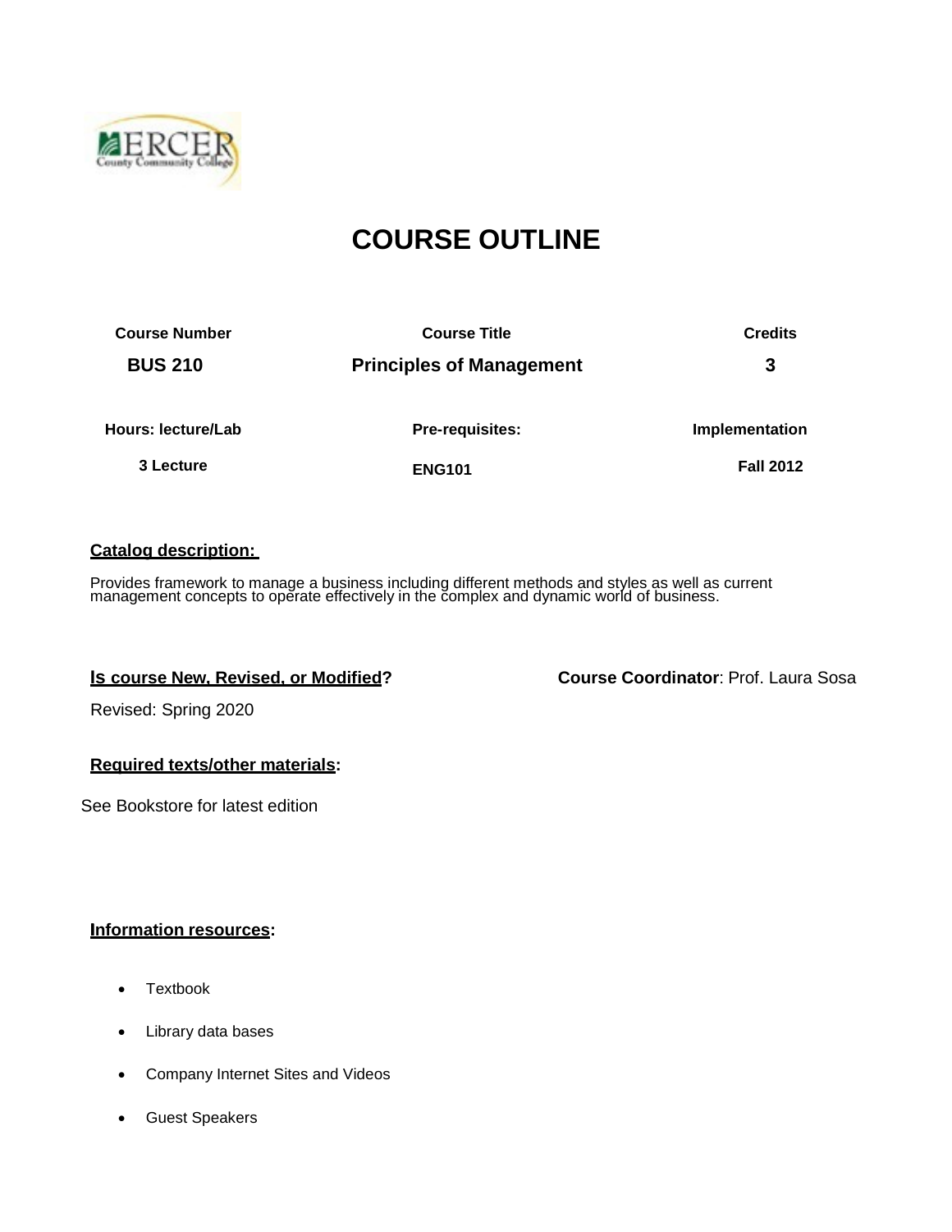# COURSE OUTLINE

| Course Number | Course Title | Credits |
|---|---|---|
| **BUS 210** | **Principles of Management** | **3** |
| **Hours: lecture/Lab** | **Pre-requisites:** | **Implementation** |
| **3 Lecture** | **ENG101** | **Fall 2012** |

**Catalog description:**

Provides framework to manage a business including different methods and styles as well as current management concepts to operate effectively in the complex and dynamic world of business.

**Is course New, Revised, or Modified?**

**Course Coordinator**: Prof. Laura Sosa

Revised: Spring 2020

**Required texts/other materials:**

See Bookstore for latest edition

**Information resources:**

- Textbook
- Library data bases
- Company Internet Sites and Videos
- Guest Speakers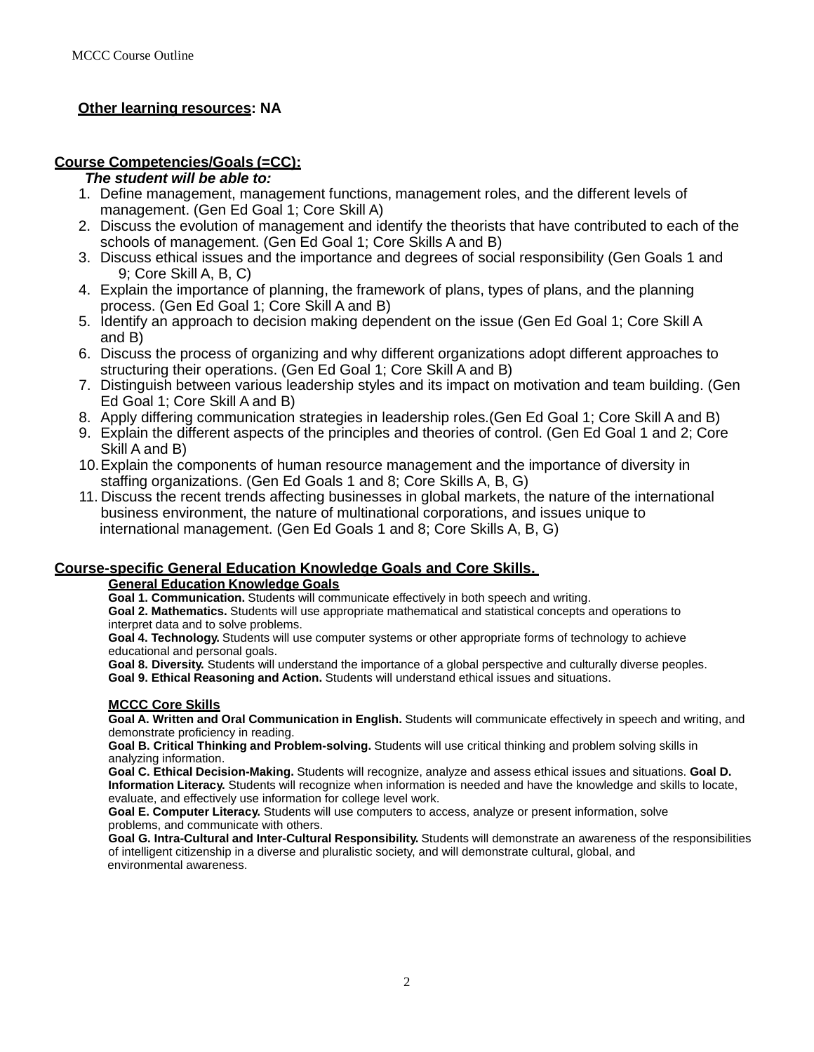**Other learning resources: NA**

**Course Competencies/Goals (=CC):**

***The student will be able to:***

1. Define management, management functions, management roles, and the different levels of management. (Gen Ed Goal 1; Core Skill A)
2. Discuss the evolution of management and identify the theorists that have contributed to each of the schools of management. (Gen Ed Goal 1; Core Skills A and B)
3. Discuss ethical issues and the importance and degrees of social responsibility (Gen Goals 1 and 9; Core Skill A, B, C)
4. Explain the importance of planning, the framework of plans, types of plans, and the planning process. (Gen Ed Goal 1; Core Skill A and B)
5. Identify an approach to decision making dependent on the issue (Gen Ed Goal 1; Core Skill A and B)
6. Discuss the process of organizing and why different organizations adopt different approaches to structuring their operations. (Gen Ed Goal 1; Core Skill A and B)
7. Distinguish between various leadership styles and its impact on motivation and team building. (Gen Ed Goal 1; Core Skill A and B)
8. Apply differing communication strategies in leadership roles.(Gen Ed Goal 1; Core Skill A and B)
9. Explain the different aspects of the principles and theories of control. (Gen Ed Goal 1 and 2; Core Skill A and B)
10. Explain the components of human resource management and the importance of diversity in staffing organizations. (Gen Ed Goals 1 and 8; Core Skills A, B, G)
11. Discuss the recent trends affecting businesses in global markets, the nature of the international business environment, the nature of multinational corporations, and issues unique to international management. (Gen Ed Goals 1 and 8; Core Skills A, B, G)

**Course-specific General Education Knowledge Goals and Core Skills.**

**General Education Knowledge Goals**

**Goal 1. Communication.** Students will communicate effectively in both speech and writing.
**Goal 2. Mathematics.** Students will use appropriate mathematical and statistical concepts and operations to interpret data and to solve problems.
**Goal 4. Technology.** Students will use computer systems or other appropriate forms of technology to achieve educational and personal goals.
**Goal 8. Diversity.** Students will understand the importance of a global perspective and culturally diverse peoples.
**Goal 9. Ethical Reasoning and Action.** Students will understand ethical issues and situations.

**MCCC Core Skills**

**Goal A. Written and Oral Communication in English.** Students will communicate effectively in speech and writing, and demonstrate proficiency in reading.
**Goal B. Critical Thinking and Problem-solving.** Students will use critical thinking and problem solving skills in analyzing information.
**Goal C. Ethical Decision-Making.** Students will recognize, analyze and assess ethical issues and situations.
**Goal D. Information Literacy.** Students will recognize when information is needed and have the knowledge and skills to locate, evaluate, and effectively use information for college level work.
**Goal E. Computer Literacy.** Students will use computers to access, analyze or present information, solve problems, and communicate with others.
**Goal G. Intra-Cultural and Inter-Cultural Responsibility.** Students will demonstrate an awareness of the responsibilities of intelligent citizenship in a diverse and pluralistic society, and will demonstrate cultural, global, and environmental awareness.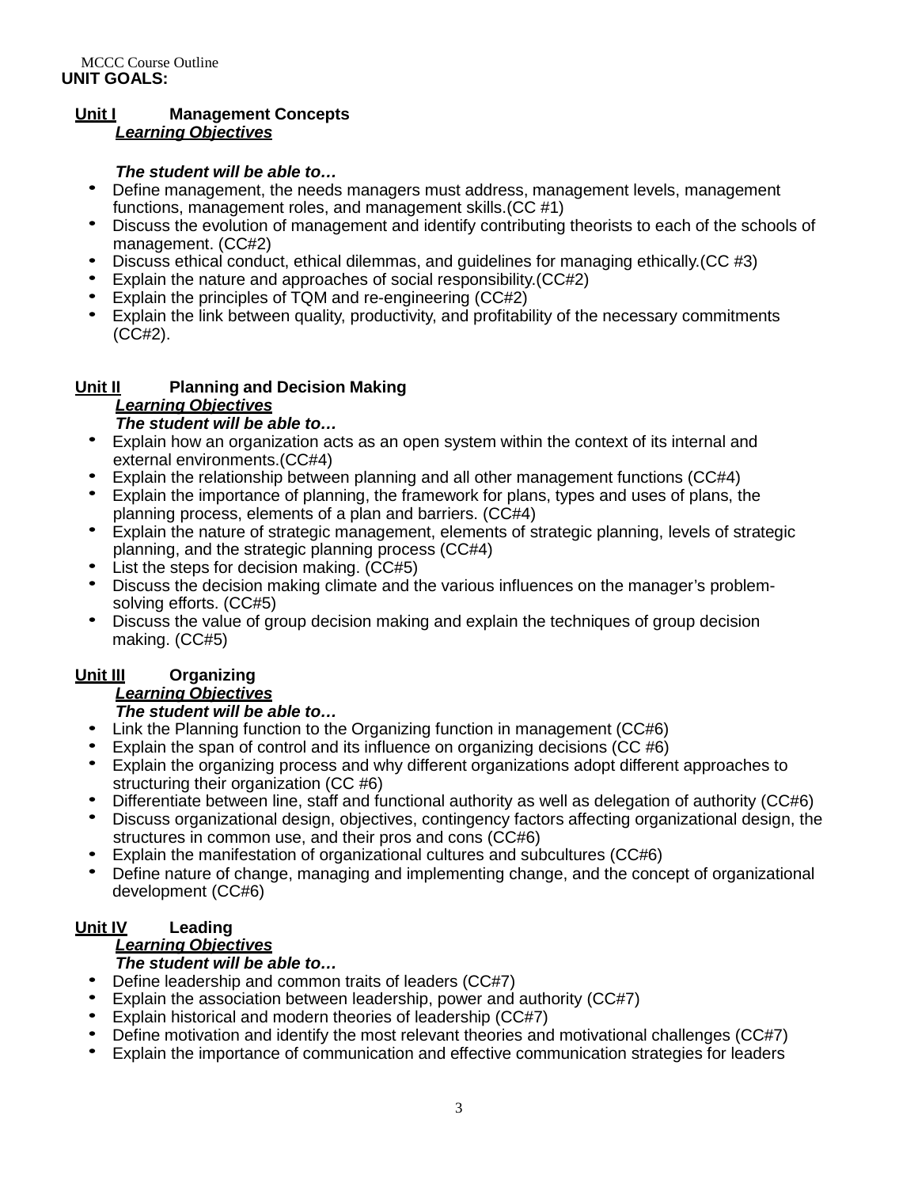## UNIT GOALS:

**<u>Unit I</u>** **Management Concepts**

***<u>Learning Objectives</u>***

***The student will be able to…***

- Define management, the needs managers must address, management levels, management functions, management roles, and management skills.(CC #1)
- Discuss the evolution of management and identify contributing theorists to each of the schools of management. (CC#2)
- Discuss ethical conduct, ethical dilemmas, and guidelines for managing ethically.(CC #3)
- Explain the nature and approaches of social responsibility.(CC#2)
- Explain the principles of TQM and re-engineering (CC#2)
- Explain the link between quality, productivity, and profitability of the necessary commitments (CC#2).

**<u>Unit II</u>** **Planning and Decision Making**

***<u>Learning Objectives</u>***

***The student will be able to…***

- Explain how an organization acts as an open system within the context of its internal and external environments.(CC#4)
- Explain the relationship between planning and all other management functions (CC#4)
- Explain the importance of planning, the framework for plans, types and uses of plans, the planning process, elements of a plan and barriers. (CC#4)
- Explain the nature of strategic management, elements of strategic planning, levels of strategic planning, and the strategic planning process (CC#4)
- List the steps for decision making. (CC#5)
- Discuss the decision making climate and the various influences on the manager's problem-solving efforts. (CC#5)
- Discuss the value of group decision making and explain the techniques of group decision making. (CC#5)

**<u>Unit III</u>** **Organizing**

***<u>Learning Objectives</u>***

***The student will be able to…***

- Link the Planning function to the Organizing function in management (CC#6)
- Explain the span of control and its influence on organizing decisions (CC #6)
- Explain the organizing process and why different organizations adopt different approaches to structuring their organization (CC #6)
- Differentiate between line, staff and functional authority as well as delegation of authority (CC#6)
- Discuss organizational design, objectives, contingency factors affecting organizational design, the structures in common use, and their pros and cons (CC#6)
- Explain the manifestation of organizational cultures and subcultures (CC#6)
- Define nature of change, managing and implementing change, and the concept of organizational development (CC#6)

**<u>Unit IV</u>** **Leading**

***<u>Learning Objectives</u>***

***The student will be able to…***

- Define leadership and common traits of leaders (CC#7)
- Explain the association between leadership, power and authority (CC#7)
- Explain historical and modern theories of leadership (CC#7)
- Define motivation and identify the most relevant theories and motivational challenges (CC#7)
- Explain the importance of communication and effective communication strategies for leaders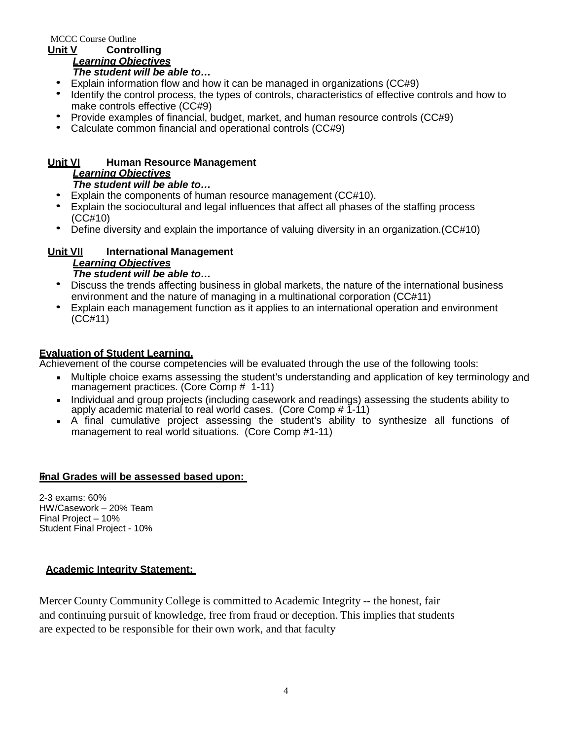**Unit V Controlling**

***Learning Objectives***

***The student will be able to…***

- Explain information flow and how it can be managed in organizations (CC#9)
- Identify the control process, the types of controls, characteristics of effective controls and how to make controls effective (CC#9)
- Provide examples of financial, budget, market, and human resource controls (CC#9)
- Calculate common financial and operational controls (CC#9)

**Unit VI Human Resource Management**

***Learning Objectives***

***The student will be able to…***

- Explain the components of human resource management (CC#10).
- Explain the sociocultural and legal influences that affect all phases of the staffing process (CC#10)
- Define diversity and explain the importance of valuing diversity in an organization.(CC#10)

**Unit VII International Management**

***Learning Objectives***

***The student will be able to…***

- Discuss the trends affecting business in global markets, the nature of the international business environment and the nature of managing in a multinational corporation (CC#11)
- Explain each management function as it applies to an international operation and environment (CC#11)

**Evaluation of Student Learning.**

Achievement of the course competencies will be evaluated through the use of the following tools:

- Multiple choice exams assessing the student's understanding and application of key terminology and management practices. (Core Comp # 1-11)
- Individual and group projects (including casework and readings) assessing the students ability to apply academic material to real world cases. (Core Comp # 1-11)
- A final cumulative project assessing the student's ability to synthesize all functions of management to real world situations. (Core Comp #1-11)

**Final Grades will be assessed based upon:**

2-3 exams: 60%
HW/Casework – 20% Team
Final Project – 10%
Student Final Project - 10%

**Academic Integrity Statement:**

Mercer County Community College is committed to Academic Integrity -- the honest, fair and continuing pursuit of knowledge, free from fraud or deception. This implies that students are expected to be responsible for their own work, and that faculty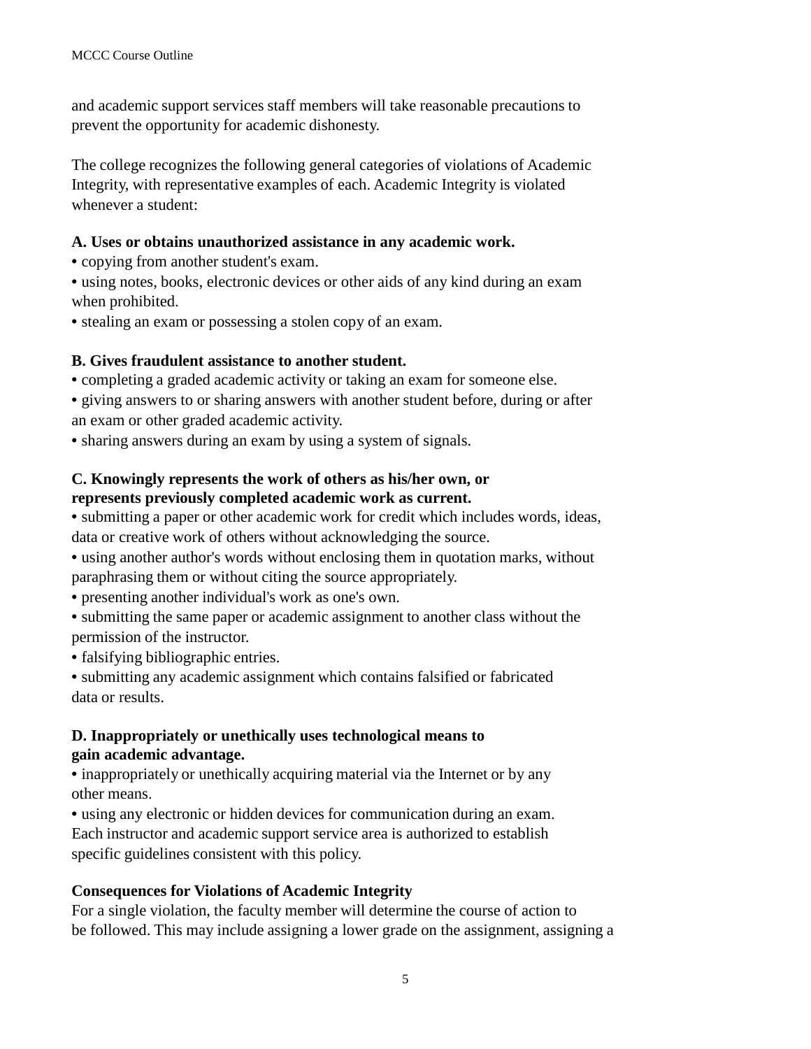and academic support services staff members will take reasonable precautions to prevent the opportunity for academic dishonesty.

The college recognizes the following general categories of violations of Academic Integrity, with representative examples of each. Academic Integrity is violated whenever a student:

**A. Uses or obtains unauthorized assistance in any academic work.**

- copying from another student's exam.
- using notes, books, electronic devices or other aids of any kind during an exam when prohibited.
- stealing an exam or possessing a stolen copy of an exam.

**B. Gives fraudulent assistance to another student.**

- completing a graded academic activity or taking an exam for someone else.
- giving answers to or sharing answers with another student before, during or after an exam or other graded academic activity.
- sharing answers during an exam by using a system of signals.

**C. Knowingly represents the work of others as his/her own, or represents previously completed academic work as current.**

- submitting a paper or other academic work for credit which includes words, ideas, data or creative work of others without acknowledging the source.
- using another author's words without enclosing them in quotation marks, without paraphrasing them or without citing the source appropriately.
- presenting another individual's work as one's own.
- submitting the same paper or academic assignment to another class without the permission of the instructor.
- falsifying bibliographic entries.
- submitting any academic assignment which contains falsified or fabricated data or results.

**D. Inappropriately or unethically uses technological means to gain academic advantage.**

- inappropriately or unethically acquiring material via the Internet or by any other means.
- using any electronic or hidden devices for communication during an exam.

Each instructor and academic support service area is authorized to establish specific guidelines consistent with this policy.

**Consequences for Violations of Academic Integrity**

For a single violation, the faculty member will determine the course of action to be followed. This may include assigning a lower grade on the assignment, assigning a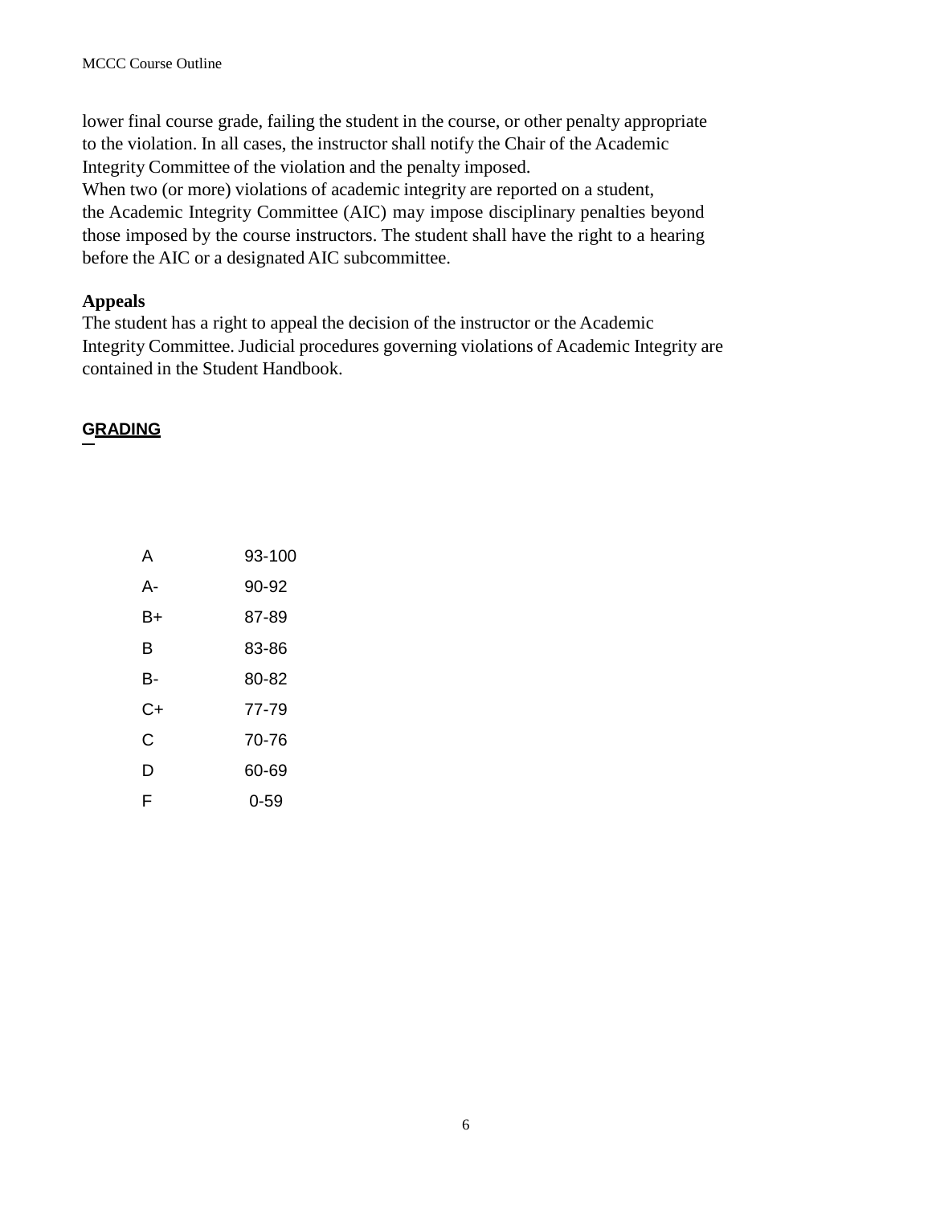lower final course grade, failing the student in the course, or other penalty appropriate to the violation. In all cases, the instructor shall notify the Chair of the Academic Integrity Committee of the violation and the penalty imposed.
When two (or more) violations of academic integrity are reported on a student, the Academic Integrity Committee (AIC) may impose disciplinary penalties beyond those imposed by the course instructors. The student shall have the right to a hearing before the AIC or a designated AIC subcommittee.

**Appeals**
The student has a right to appeal the decision of the instructor or the Academic Integrity Committee. Judicial procedures governing violations of Academic Integrity are contained in the Student Handbook.

## GRADING

| | |
|---|---|
| A | 93-100 |
| A- | 90-92 |
| B+ | 87-89 |
| B | 83-86 |
| B- | 80-82 |
| C+ | 77-79 |
| C | 70-76 |
| D | 60-69 |
| F | 0-59 |